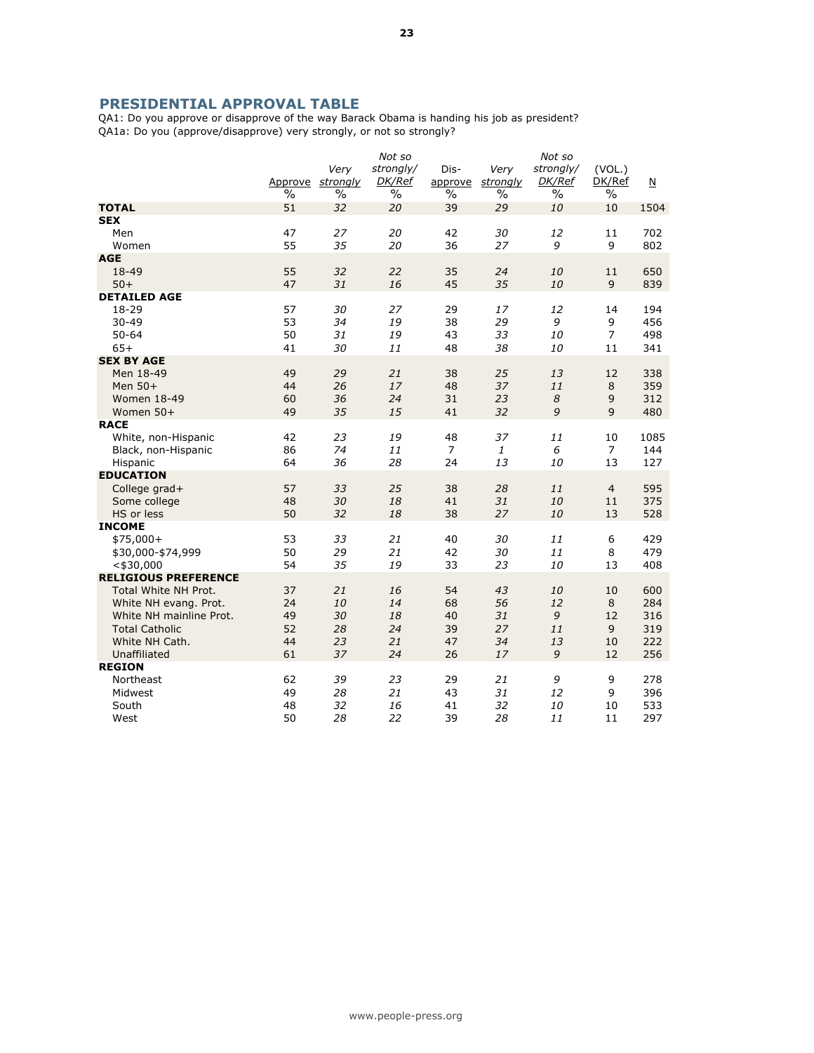## PRESIDENTIAL APPROVAL TABLE

QA1: Do you approve or disapprove of the way Barack Obama is handing his job as president?
QA1a: Do you (approve/disapprove) very strongly, or not so strongly?

| | Approve | *Very strongly* | *Not so strongly/ DK/Ref* | Dis-approve | *Very strongly* | *Not so strongly/ DK/Ref* | (VOL.) DK/Ref | N |
|---|---|---|---|---|---|---|---|---|
| | % | % | % | % | % | % | % | |
| **TOTAL** | 51 | *32* | *20* | 39 | *29* | *10* | 10 | 1504 |
| **SEX** | | | | | | | | |
| Men | 47 | *27* | *20* | 42 | *30* | *12* | 11 | 702 |
| Women | 55 | *35* | *20* | 36 | *27* | *9* | 9 | 802 |
| **AGE** | | | | | | | | |
| 18-49 | 55 | *32* | *22* | 35 | *24* | *10* | 11 | 650 |
| 50+ | 47 | *31* | *16* | 45 | *35* | *10* | 9 | 839 |
| **DETAILED AGE** | | | | | | | | |
| 18-29 | 57 | *30* | *27* | 29 | *17* | *12* | 14 | 194 |
| 30-49 | 53 | *34* | *19* | 38 | *29* | *9* | 9 | 456 |
| 50-64 | 50 | *31* | *19* | 43 | *33* | *10* | 7 | 498 |
| 65+ | 41 | *30* | *11* | 48 | *38* | *10* | 11 | 341 |
| **SEX BY AGE** | | | | | | | | |
| Men 18-49 | 49 | *29* | *21* | 38 | *25* | *13* | 12 | 338 |
| Men 50+ | 44 | *26* | *17* | 48 | *37* | *11* | 8 | 359 |
| Women 18-49 | 60 | *36* | *24* | 31 | *23* | *8* | 9 | 312 |
| Women 50+ | 49 | *35* | *15* | 41 | *32* | *9* | 9 | 480 |
| **RACE** | | | | | | | | |
| White, non-Hispanic | 42 | *23* | *19* | 48 | *37* | *11* | 10 | 1085 |
| Black, non-Hispanic | 86 | *74* | *11* | 7 | *1* | *6* | 7 | 144 |
| Hispanic | 64 | *36* | *28* | 24 | *13* | *10* | 13 | 127 |
| **EDUCATION** | | | | | | | | |
| College grad+ | 57 | *33* | *25* | 38 | *28* | *11* | 4 | 595 |
| Some college | 48 | *30* | *18* | 41 | *31* | *10* | 11 | 375 |
| HS or less | 50 | *32* | *18* | 38 | *27* | *10* | 13 | 528 |
| **INCOME** | | | | | | | | |
| $75,000+ | 53 | *33* | *21* | 40 | *30* | *11* | 6 | 429 |
| $30,000-$74,999 | 50 | *29* | *21* | 42 | *30* | *11* | 8 | 479 |
| <$30,000 | 54 | *35* | *19* | 33 | *23* | *10* | 13 | 408 |
| **RELIGIOUS PREFERENCE** | | | | | | | | |
| Total White NH Prot. | 37 | *21* | *16* | 54 | *43* | *10* | 10 | 600 |
| White NH evang. Prot. | 24 | *10* | *14* | 68 | *56* | *12* | 8 | 284 |
| White NH mainline Prot. | 49 | *30* | *18* | 40 | *31* | *9* | 12 | 316 |
| Total Catholic | 52 | *28* | *24* | 39 | *27* | *11* | 9 | 319 |
| White NH Cath. | 44 | *23* | *21* | 47 | *34* | *13* | 10 | 222 |
| Unaffiliated | 61 | *37* | *24* | 26 | *17* | *9* | 12 | 256 |
| **REGION** | | | | | | | | |
| Northeast | 62 | *39* | *23* | 29 | *21* | *9* | 9 | 278 |
| Midwest | 49 | *28* | *21* | 43 | *31* | *12* | 9 | 396 |
| South | 48 | *32* | *16* | 41 | *32* | *10* | 10 | 533 |
| West | 50 | *28* | *22* | 39 | *28* | *11* | 11 | 297 |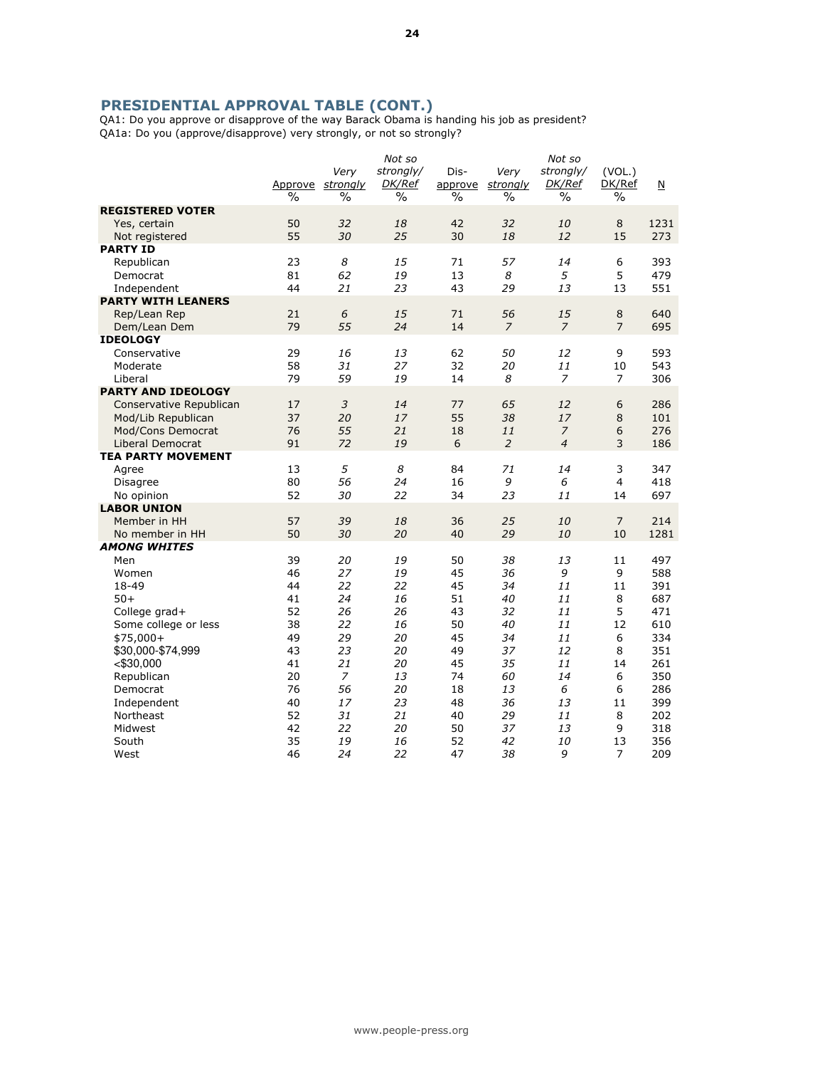## PRESIDENTIAL APPROVAL TABLE (CONT.)

QA1: Do you approve or disapprove of the way Barack Obama is handing his job as president?
QA1a: Do you (approve/disapprove) very strongly, or not so strongly?

| | Approve % | *Very strongly* % | *Not so strongly/ DK/Ref* % | Dis-approve % | *Very strongly* % | *Not so strongly/ DK/Ref* % | (VOL.) DK/Ref % | N |
|---|---|---|---|---|---|---|---|---|
| **REGISTERED VOTER** | | | | | | | | |
| Yes, certain | 50 | *32* | *18* | 42 | *32* | *10* | 8 | 1231 |
| Not registered | 55 | *30* | *25* | 30 | *18* | *12* | 15 | 273 |
| **PARTY ID** | | | | | | | | |
| Republican | 23 | *8* | *15* | 71 | *57* | *14* | 6 | 393 |
| Democrat | 81 | *62* | *19* | 13 | *8* | *5* | 5 | 479 |
| Independent | 44 | *21* | *23* | 43 | *29* | *13* | 13 | 551 |
| **PARTY WITH LEANERS** | | | | | | | | |
| Rep/Lean Rep | 21 | *6* | *15* | 71 | *56* | *15* | 8 | 640 |
| Dem/Lean Dem | 79 | *55* | *24* | 14 | *7* | *7* | 7 | 695 |
| **IDEOLOGY** | | | | | | | | |
| Conservative | 29 | *16* | *13* | 62 | *50* | *12* | 9 | 593 |
| Moderate | 58 | *31* | *27* | 32 | *20* | *11* | 10 | 543 |
| Liberal | 79 | *59* | *19* | 14 | *8* | *7* | 7 | 306 |
| **PARTY AND IDEOLOGY** | | | | | | | | |
| Conservative Republican | 17 | *3* | *14* | 77 | *65* | *12* | 6 | 286 |
| Mod/Lib Republican | 37 | *20* | *17* | 55 | *38* | *17* | 8 | 101 |
| Mod/Cons Democrat | 76 | *55* | *21* | 18 | *11* | *7* | 6 | 276 |
| Liberal Democrat | 91 | *72* | *19* | 6 | *2* | *4* | 3 | 186 |
| **TEA PARTY MOVEMENT** | | | | | | | | |
| Agree | 13 | *5* | *8* | 84 | *71* | *14* | 3 | 347 |
| Disagree | 80 | *56* | *24* | 16 | *9* | *6* | 4 | 418 |
| No opinion | 52 | *30* | *22* | 34 | *23* | *11* | 14 | 697 |
| **LABOR UNION** | | | | | | | | |
| Member in HH | 57 | *39* | *18* | 36 | *25* | *10* | 7 | 214 |
| No member in HH | 50 | *30* | *20* | 40 | *29* | *10* | 10 | 1281 |
| ***AMONG WHITES*** | | | | | | | | |
| Men | 39 | *20* | *19* | 50 | *38* | *13* | 11 | 497 |
| Women | 46 | *27* | *19* | 45 | *36* | *9* | 9 | 588 |
| 18-49 | 44 | *22* | *22* | 45 | *34* | *11* | 11 | 391 |
| 50+ | 41 | *24* | *16* | 51 | *40* | *11* | 8 | 687 |
| College grad+ | 52 | *26* | *26* | 43 | *32* | *11* | 5 | 471 |
| Some college or less | 38 | *22* | *16* | 50 | *40* | *11* | 12 | 610 |
| $75,000+ | 49 | *29* | *20* | 45 | *34* | *11* | 6 | 334 |
| $30,000-$74,999 | 43 | *23* | *20* | 49 | *37* | *12* | 8 | 351 |
| <$30,000 | 41 | *21* | *20* | 45 | *35* | *11* | 14 | 261 |
| Republican | 20 | *7* | *13* | 74 | *60* | *14* | 6 | 350 |
| Democrat | 76 | *56* | *20* | 18 | *13* | *6* | 6 | 286 |
| Independent | 40 | *17* | *23* | 48 | *36* | *13* | 11 | 399 |
| Northeast | 52 | *31* | *21* | 40 | *29* | *11* | 8 | 202 |
| Midwest | 42 | *22* | *20* | 50 | *37* | *13* | 9 | 318 |
| South | 35 | *19* | *16* | 52 | *42* | *10* | 13 | 356 |
| West | 46 | *24* | *22* | 47 | *38* | *9* | 7 | 209 |